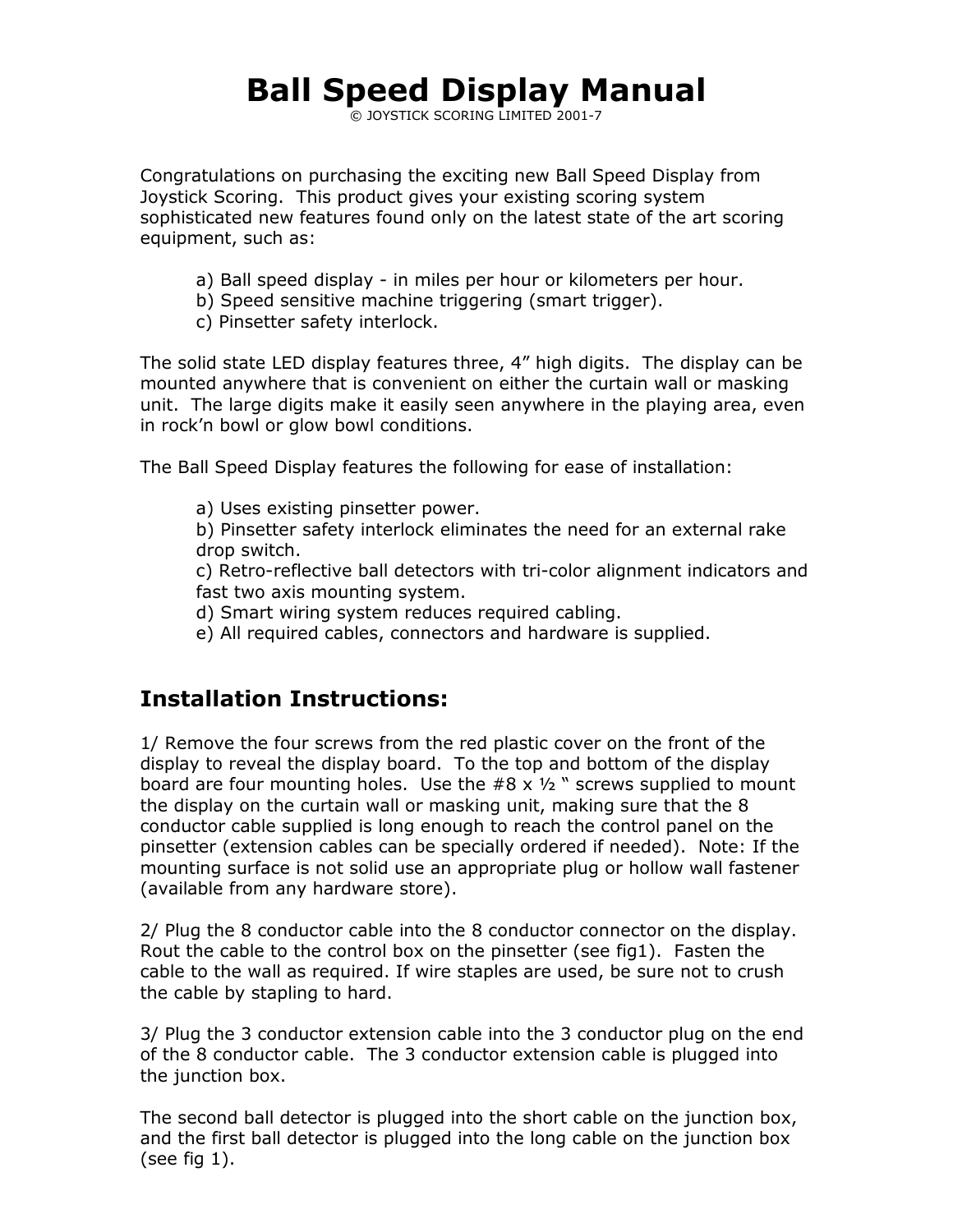# Ball Speed Display Manual

© JOYSTICK SCORING LIMITED 2001-7

Congratulations on purchasing the exciting new Ball Speed Display from Joystick Scoring. This product gives your existing scoring system sophisticated new features found only on the latest state of the art scoring equipment, such as:

a) Ball speed display - in miles per hour or kilometers per hour.
b) Speed sensitive machine triggering (smart trigger).
c) Pinsetter safety interlock.

The solid state LED display features three, 4" high digits. The display can be mounted anywhere that is convenient on either the curtain wall or masking unit. The large digits make it easily seen anywhere in the playing area, even in rock'n bowl or glow bowl conditions.

The Ball Speed Display features the following for ease of installation:

a) Uses existing pinsetter power.
b) Pinsetter safety interlock eliminates the need for an external rake drop switch.
c) Retro-reflective ball detectors with tri-color alignment indicators and fast two axis mounting system.
d) Smart wiring system reduces required cabling.
e) All required cables, connectors and hardware is supplied.

## Installation Instructions:

1/ Remove the four screws from the red plastic cover on the front of the display to reveal the display board. To the top and bottom of the display board are four mounting holes. Use the #8 x ½ " screws supplied to mount the display on the curtain wall or masking unit, making sure that the 8 conductor cable supplied is long enough to reach the control panel on the pinsetter (extension cables can be specially ordered if needed). Note: If the mounting surface is not solid use an appropriate plug or hollow wall fastener (available from any hardware store).

2/ Plug the 8 conductor cable into the 8 conductor connector on the display. Rout the cable to the control box on the pinsetter (see fig1). Fasten the cable to the wall as required. If wire staples are used, be sure not to crush the cable by stapling to hard.

3/ Plug the 3 conductor extension cable into the 3 conductor plug on the end of the 8 conductor cable. The 3 conductor extension cable is plugged into the junction box.

The second ball detector is plugged into the short cable on the junction box, and the first ball detector is plugged into the long cable on the junction box (see fig 1).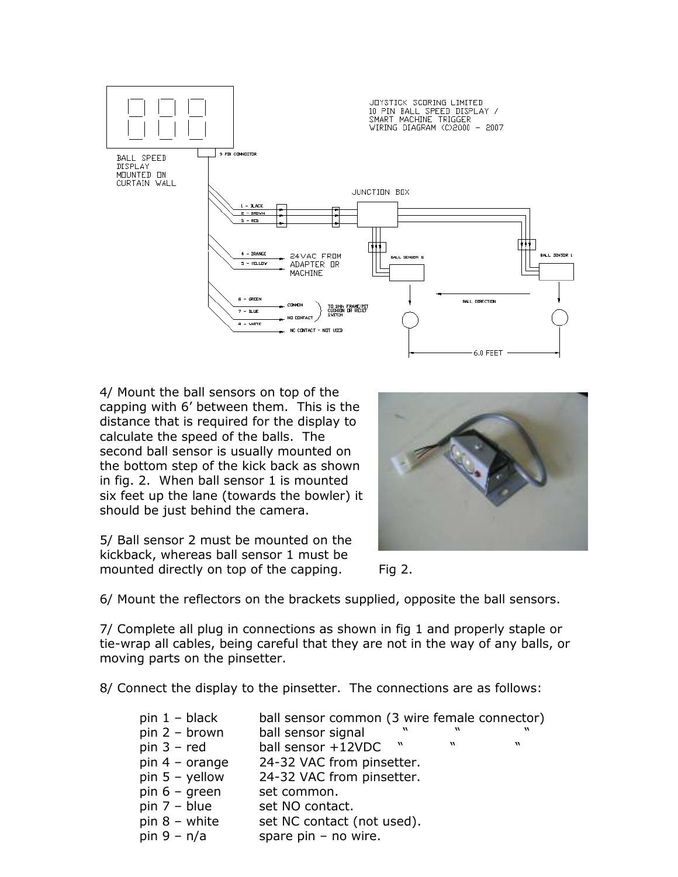JOYSTICK SCORING LIMITED
10 PIN BALL SPEED DISPLAY /
SMART MACHINE TRIGGER
WIRING DIAGRAM (C)2000 - 2007

BALL SPEED DISPLAY MOUNTED ON CURTAIN WALL

9 PIN CONNECTOR

JUNCTION BOX

1 - BLACK
2 - BROWN
3 - RED

4 - ORANGE
5 - YELLOW
24VAC FROM ADAPTER OR MACHINE

6 - GREEN — COMMON
7 - BLUE — NO CONTACT
8 - WHITE — NC CONTACT - NOT USED

TO 10th FRAME/PIT CUSHION OR RESET SWITCH

BALL SENSOR 2

BALL SENSOR 1

BALL DIRECTION

6.0 FEET

4/ Mount the ball sensors on top of the capping with 6' between them. This is the distance that is required for the display to calculate the speed of the balls. The second ball sensor is usually mounted on the bottom step of the kick back as shown in fig. 2. When ball sensor 1 is mounted six feet up the lane (towards the bowler) it should be just behind the camera.

5/ Ball sensor 2 must be mounted on the kickback, whereas ball sensor 1 must be mounted directly on top of the capping.

Fig 2.

6/ Mount the reflectors on the brackets supplied, opposite the ball sensors.

7/ Complete all plug in connections as shown in fig 1 and properly staple or tie-wrap all cables, being careful that they are not in the way of any balls, or moving parts on the pinsetter.

8/ Connect the display to the pinsetter. The connections are as follows:

| | |
|---|---|
| pin 1 – black | ball sensor common (3 wire female connector) |
| pin 2 – brown | ball sensor signal " " " |
| pin 3 – red | ball sensor +12VDC " " " |
| pin 4 – orange | 24-32 VAC from pinsetter. |
| pin 5 – yellow | 24-32 VAC from pinsetter. |
| pin 6 – green | set common. |
| pin 7 – blue | set NO contact. |
| pin 8 – white | set NC contact (not used). |
| pin 9 – n/a | spare pin – no wire. |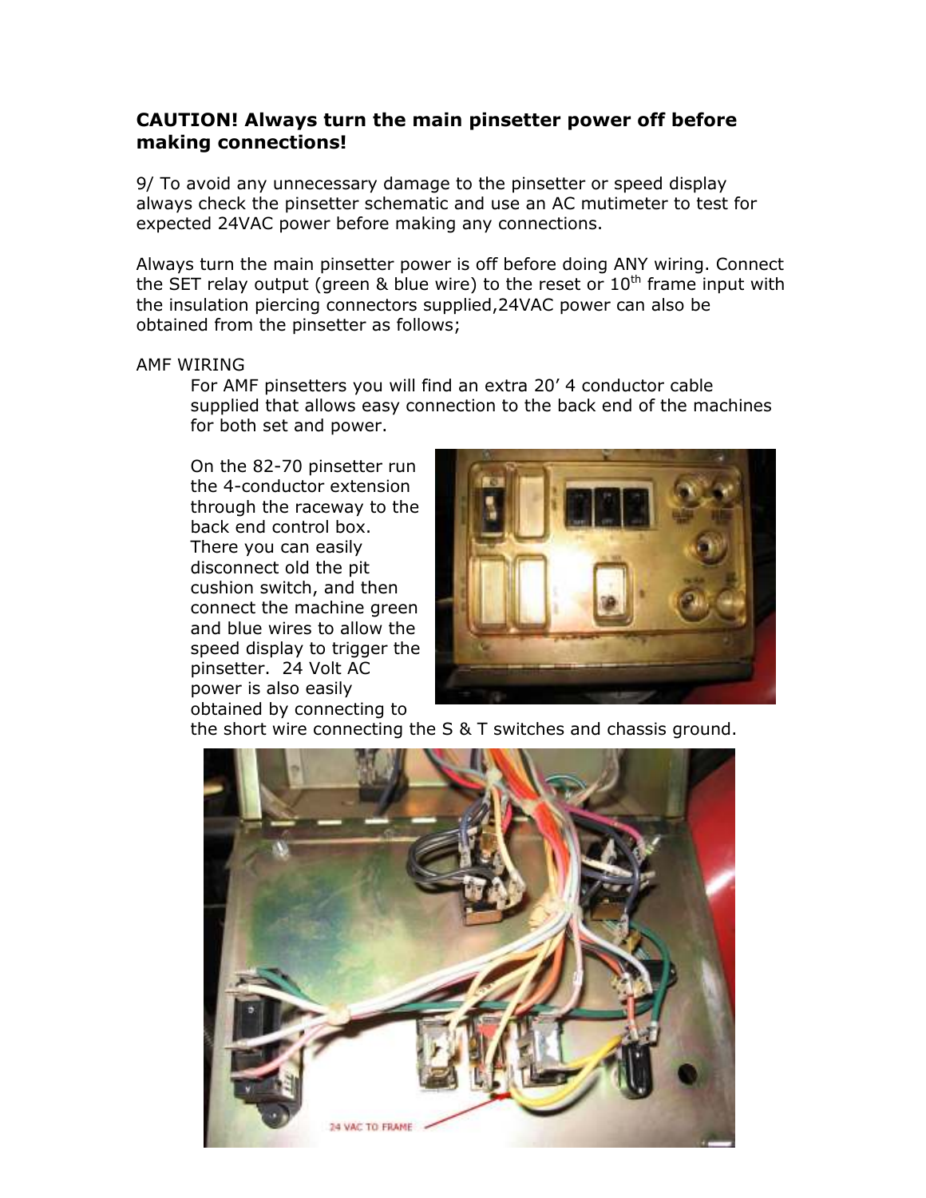**CAUTION! Always turn the main pinsetter power off before making connections!**

9/ To avoid any unnecessary damage to the pinsetter or speed display always check the pinsetter schematic and use an AC mutimeter to test for expected 24VAC power before making any connections.

Always turn the main pinsetter power is off before doing ANY wiring. Connect the SET relay output (green & blue wire) to the reset or 10th frame input with the insulation piercing connectors supplied,24VAC power can also be obtained from the pinsetter as follows;

AMF WIRING

For AMF pinsetters you will find an extra 20' 4 conductor cable supplied that allows easy connection to the back end of the machines for both set and power.

On the 82-70 pinsetter run the 4-conductor extension through the raceway to the back end control box. There you can easily disconnect old the pit cushion switch, and then connect the machine green and blue wires to allow the speed display to trigger the pinsetter. 24 Volt AC power is also easily obtained by connecting to the short wire connecting the S & T switches and chassis ground.

24 VAC TO FRAME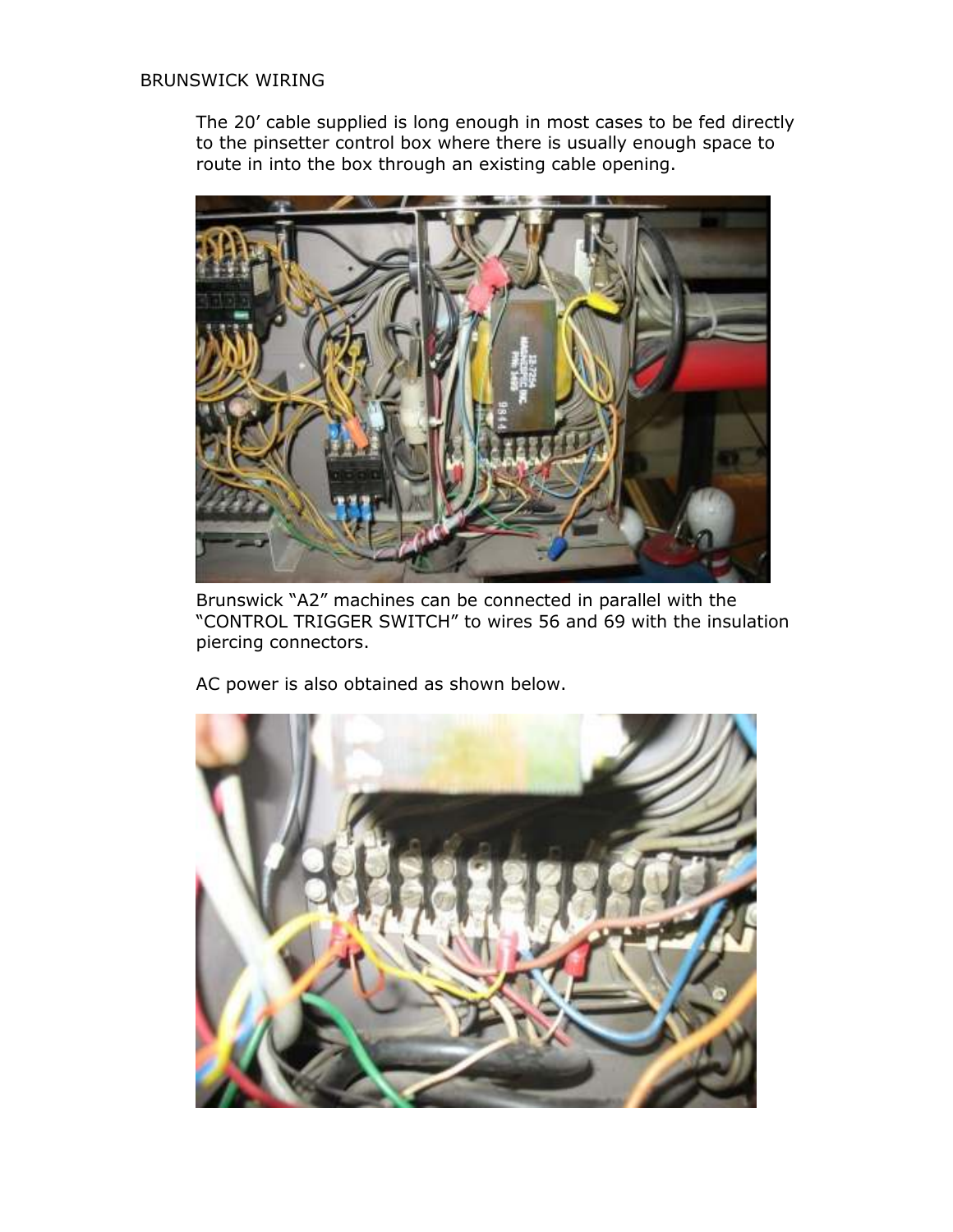BRUNSWICK WIRING

The 20’ cable supplied is long enough in most cases to be fed directly to the pinsetter control box where there is usually enough space to route in into the box through an existing cable opening.

Brunswick “A2” machines can be connected in parallel with the “CONTROL TRIGGER SWITCH” to wires 56 and 69 with the insulation piercing connectors.

AC power is also obtained as shown below.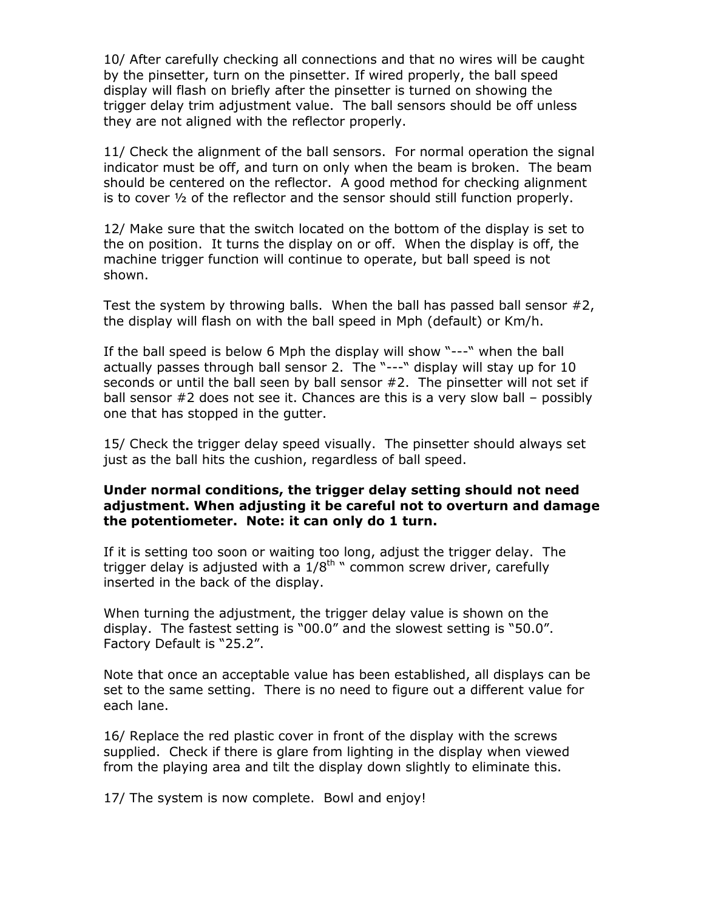10/ After carefully checking all connections and that no wires will be caught by the pinsetter, turn on the pinsetter. If wired properly, the ball speed display will flash on briefly after the pinsetter is turned on showing the trigger delay trim adjustment value. The ball sensors should be off unless they are not aligned with the reflector properly.

11/ Check the alignment of the ball sensors. For normal operation the signal indicator must be off, and turn on only when the beam is broken. The beam should be centered on the reflector. A good method for checking alignment is to cover ½ of the reflector and the sensor should still function properly.

12/ Make sure that the switch located on the bottom of the display is set to the on position. It turns the display on or off. When the display is off, the machine trigger function will continue to operate, but ball speed is not shown.

Test the system by throwing balls. When the ball has passed ball sensor #2, the display will flash on with the ball speed in Mph (default) or Km/h.

If the ball speed is below 6 Mph the display will show "---" when the ball actually passes through ball sensor 2. The "---" display will stay up for 10 seconds or until the ball seen by ball sensor #2. The pinsetter will not set if ball sensor #2 does not see it. Chances are this is a very slow ball – possibly one that has stopped in the gutter.

15/ Check the trigger delay speed visually. The pinsetter should always set just as the ball hits the cushion, regardless of ball speed.

**Under normal conditions, the trigger delay setting should not need adjustment. When adjusting it be careful not to overturn and damage the potentiometer. Note: it can only do 1 turn.**

If it is setting too soon or waiting too long, adjust the trigger delay. The trigger delay is adjusted with a 1/8th " common screw driver, carefully inserted in the back of the display.

When turning the adjustment, the trigger delay value is shown on the display. The fastest setting is "00.0" and the slowest setting is "50.0". Factory Default is "25.2".

Note that once an acceptable value has been established, all displays can be set to the same setting. There is no need to figure out a different value for each lane.

16/ Replace the red plastic cover in front of the display with the screws supplied. Check if there is glare from lighting in the display when viewed from the playing area and tilt the display down slightly to eliminate this.

17/ The system is now complete. Bowl and enjoy!